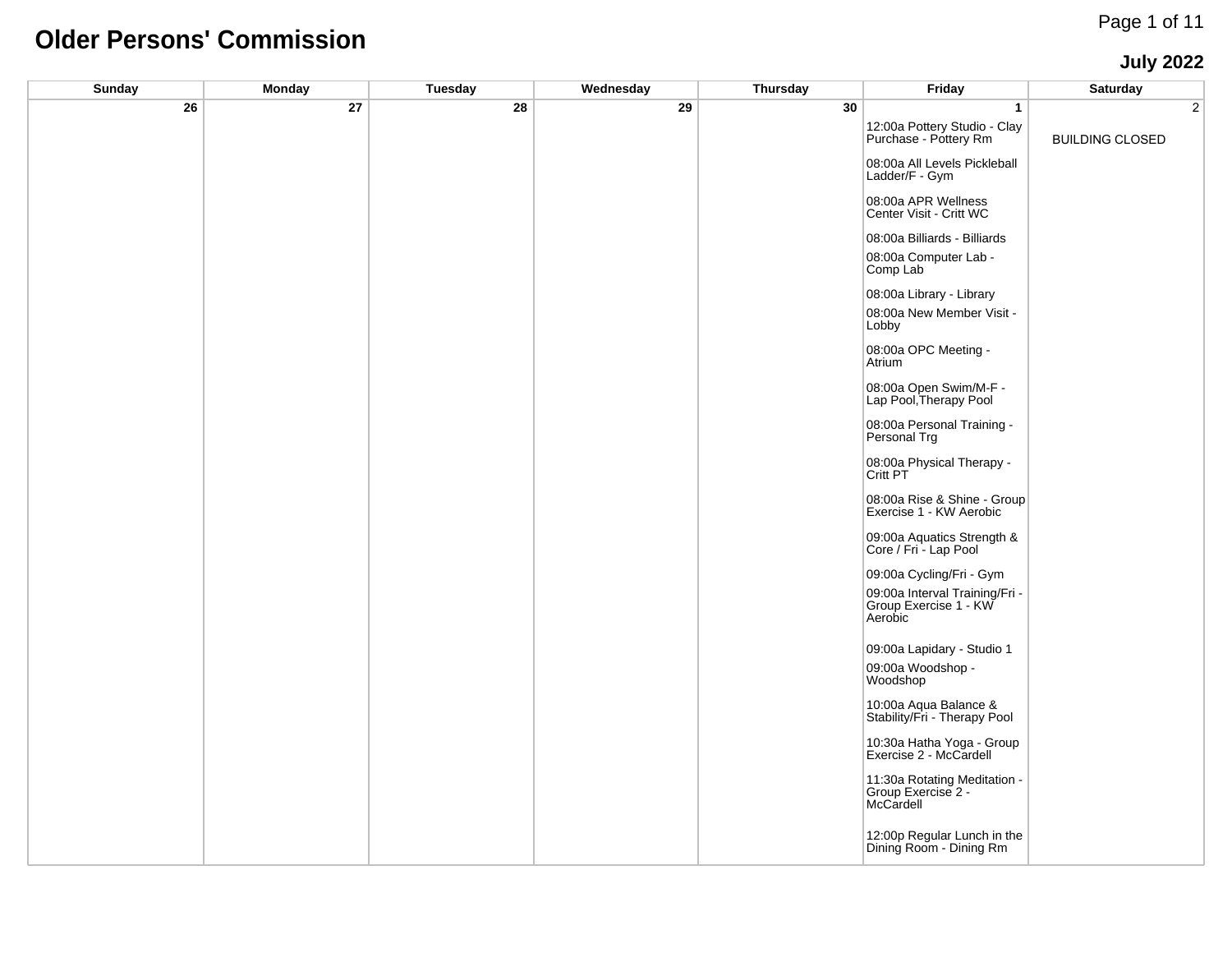# Older Persons' Commission

## July 2022

| Sunday | Monday | Tuesday | Wednesday | Thursday | Friday | Saturday |
| --- | --- | --- | --- | --- | --- | --- |
| 26 | 27 | 28 | 29 | 30 | 1<br><br>12:00a Pottery Studio - Clay Purchase - Pottery Rm<br><br>08:00a All Levels Pickleball Ladder/F - Gym<br><br>08:00a APR Wellness Center Visit - Critt WC<br><br>08:00a Billiards - Billiards<br><br>08:00a Computer Lab - Comp Lab<br><br>08:00a Library - Library<br><br>08:00a New Member Visit - Lobby<br><br>08:00a OPC Meeting - Atrium<br><br>08:00a Open Swim/M-F - Lap Pool,Therapy Pool<br><br>08:00a Personal Training - Personal Trg<br><br>08:00a Physical Therapy - Critt PT<br><br>08:00a Rise & Shine - Group Exercise 1 - KW Aerobic<br><br>09:00a Aquatics Strength & Core / Fri - Lap Pool<br><br>09:00a Cycling/Fri - Gym<br><br>09:00a Interval Training/Fri - Group Exercise 1 - KW Aerobic<br><br>09:00a Lapidary - Studio 1<br><br>09:00a Woodshop - Woodshop<br><br>10:00a Aqua Balance & Stability/Fri - Therapy Pool<br><br>10:30a Hatha Yoga - Group Exercise 2 - McCardell<br><br>11:30a Rotating Meditation - Group Exercise 2 - McCardell<br><br>12:00p Regular Lunch in the Dining Room - Dining Rm | 2<br><br>BUILDING CLOSED |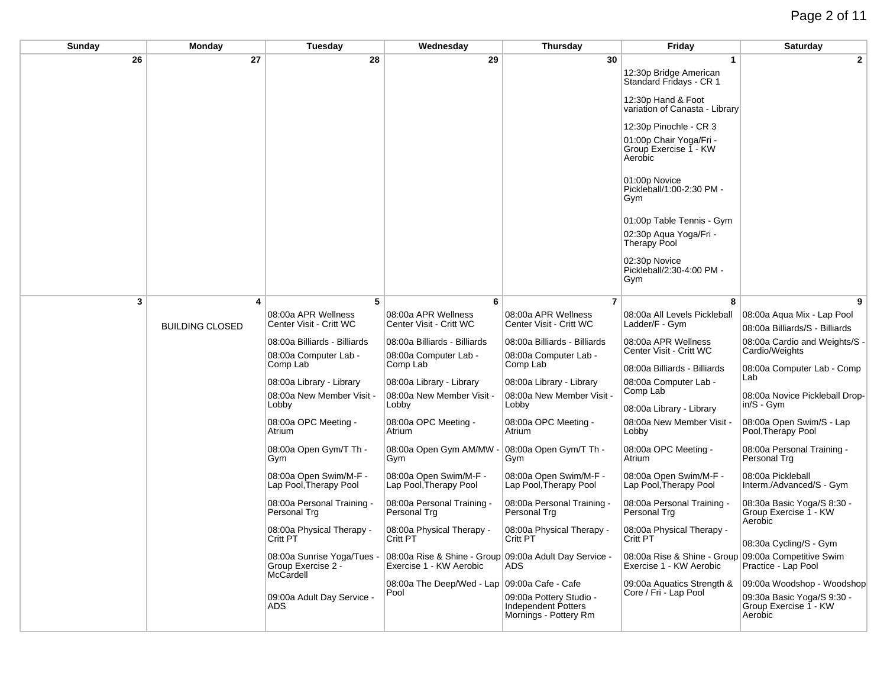| Sunday | Monday | Tuesday | Wednesday | Thursday | Friday | Saturday |
|---|---|---|---|---|---|---|
| 26 | 27 | 28 | 29 | 30 | 1<br>12:30p Bridge American Standard Fridays - CR 1<br>12:30p Hand & Foot variation of Canasta - Library<br>12:30p Pinochle - CR 3<br>01:00p Chair Yoga/Fri - Group Exercise 1 - KW Aerobic<br>01:00p Novice Pickleball/1:00-2:30 PM - Gym<br>01:00p Table Tennis - Gym<br>02:30p Aqua Yoga/Fri - Therapy Pool<br>02:30p Novice Pickleball/2:30-4:00 PM - Gym | 2 |
| 3 | 4<br>BUILDING CLOSED | 5<br>08:00a APR Wellness Center Visit - Critt WC<br>08:00a Billiards - Billiards<br>08:00a Computer Lab - Comp Lab<br>08:00a Library - Library<br>08:00a New Member Visit - Lobby<br>08:00a OPC Meeting - Atrium<br>08:00a Open Gym/T Th - Gym<br>08:00a Open Swim/M-F - Lap Pool,Therapy Pool<br>08:00a Personal Training - Personal Trg<br>08:00a Physical Therapy - Critt PT<br>08:00a Sunrise Yoga/Tues - Group Exercise 2 - McCardell<br>09:00a Adult Day Service - ADS | 6<br>08:00a APR Wellness Center Visit - Critt WC<br>08:00a Billiards - Billiards<br>08:00a Computer Lab - Comp Lab<br>08:00a Library - Library<br>08:00a New Member Visit - Lobby<br>08:00a OPC Meeting - Atrium<br>08:00a Open Gym AM/MW - Gym<br>08:00a Open Swim/M-F - Lap Pool,Therapy Pool<br>08:00a Personal Training - Personal Trg<br>08:00a Physical Therapy - Critt PT<br>08:00a Rise & Shine - Group Exercise 1 - KW Aerobic<br>08:00a The Deep/Wed - Lap Pool | 7<br>08:00a APR Wellness Center Visit - Critt WC<br>08:00a Billiards - Billiards<br>08:00a Computer Lab - Comp Lab<br>08:00a Library - Library<br>08:00a New Member Visit - Lobby<br>08:00a OPC Meeting - Atrium<br>08:00a Open Gym/T Th - Gym<br>08:00a Open Swim/M-F - Lap Pool,Therapy Pool<br>08:00a Personal Training - Personal Trg<br>08:00a Physical Therapy - Critt PT<br>09:00a Adult Day Service - ADS<br>09:00a Cafe - Cafe<br>09:00a Pottery Studio - Independent Potters Mornings - Pottery Rm | 8<br>08:00a All Levels Pickleball Ladder/F - Gym<br>08:00a APR Wellness Center Visit - Critt WC<br>08:00a Billiards - Billiards<br>08:00a Computer Lab - Comp Lab<br>08:00a Library - Library<br>08:00a New Member Visit - Lobby<br>08:00a OPC Meeting - Atrium<br>08:00a Open Swim/M-F - Lap Pool,Therapy Pool<br>08:00a Personal Training - Personal Trg<br>08:00a Physical Therapy - Critt PT<br>08:00a Rise & Shine - Group Exercise 1 - KW Aerobic<br>09:00a Aquatics Strength & Core / Fri - Lap Pool | 9<br>08:00a Aqua Mix - Lap Pool<br>08:00a Billiards/S - Billiards<br>08:00a Cardio and Weights/S - Cardio/Weights<br>08:00a Computer Lab - Comp Lab<br>08:00a Novice Pickleball Drop-in/S - Gym<br>08:00a Open Swim/S - Lap Pool,Therapy Pool<br>08:00a Personal Training - Personal Trg<br>08:00a Pickleball Interm./Advanced/S - Gym<br>08:30a Basic Yoga/S 8:30 - Group Exercise 1 - KW Aerobic<br>08:30a Cycling/S - Gym<br>09:00a Competitive Swim Practice - Lap Pool<br>09:00a Woodshop - Woodshop<br>09:30a Basic Yoga/S 9:30 - Group Exercise 1 - KW Aerobic |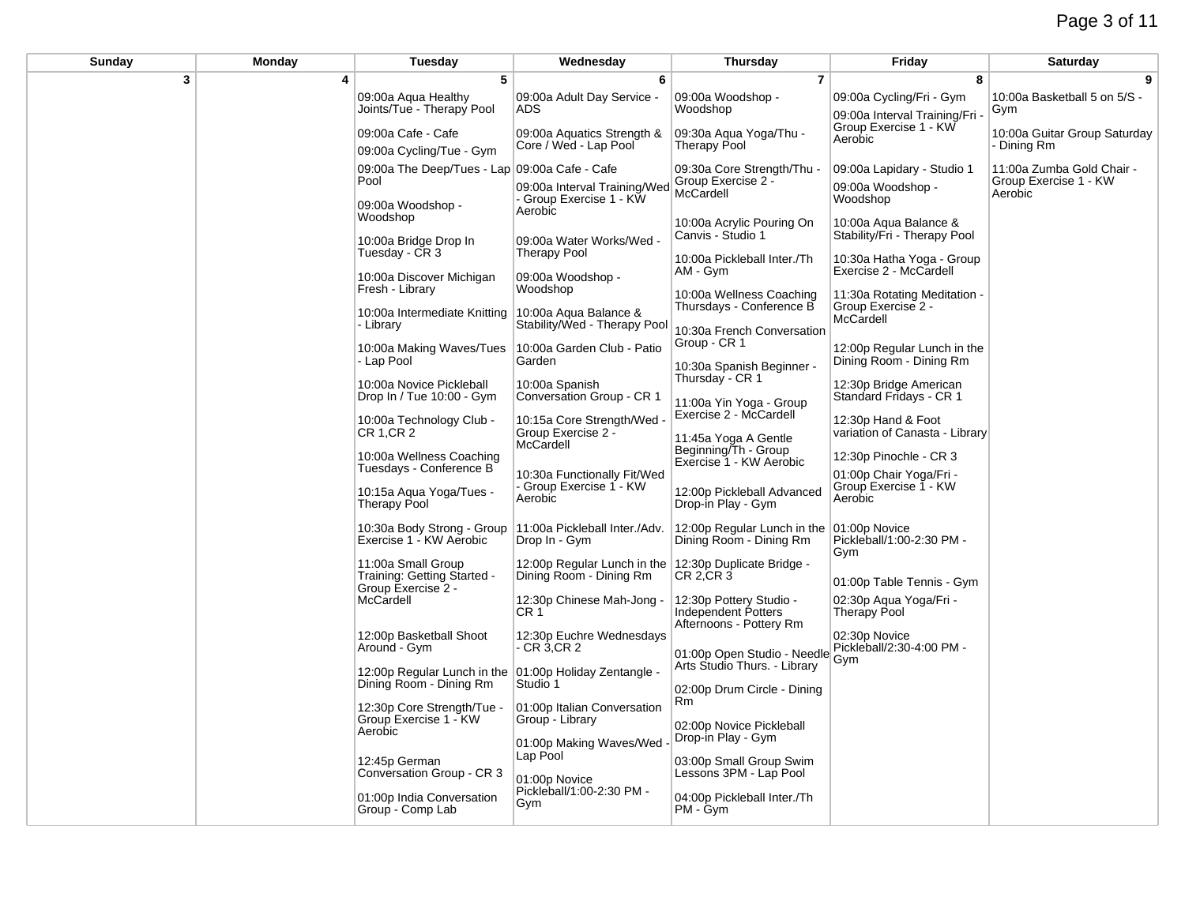| Sunday | Monday | Tuesday | Wednesday | Thursday | Friday | Saturday |
|---|---|---|---|---|---|---|
| 3 | 4 | 5 | 6 | 7 | 8 | 9 |
| | | 09:00a Aqua Healthy Joints/Tue - Therapy Pool<br><br>09:00a Cafe - Cafe<br><br>09:00a Cycling/Tue - Gym<br><br>09:00a The Deep/Tues - Lap Pool<br><br>09:00a Woodshop - Woodshop<br><br>10:00a Bridge Drop In Tuesday - CR 3<br><br>10:00a Discover Michigan Fresh - Library<br><br>10:00a Intermediate Knitting - Library<br><br>10:00a Making Waves/Tues - Lap Pool<br><br>10:00a Novice Pickleball Drop In / Tue 10:00 - Gym<br><br>10:00a Technology Club - CR 1,CR 2<br><br>10:00a Wellness Coaching Tuesdays - Conference B<br><br>10:15a Aqua Yoga/Tues - Therapy Pool<br><br>10:30a Body Strong - Group Exercise 1 - KW Aerobic<br><br>11:00a Small Group Training: Getting Started - Group Exercise 2 - McCardell<br><br>12:00p Basketball Shoot Around - Gym<br><br>12:00p Regular Lunch in the Dining Room - Dining Rm<br><br>12:30p Core Strength/Tue - Group Exercise 1 - KW Aerobic<br><br>12:45p German Conversation Group - CR 3<br><br>01:00p India Conversation Group - Comp Lab | 09:00a Adult Day Service - ADS<br><br>09:00a Aquatics Strength & Core / Wed - Lap Pool<br><br>09:00a Cafe - Cafe<br><br>09:00a Interval Training/Wed - Group Exercise 1 - KW Aerobic<br><br>09:00a Water Works/Wed - Therapy Pool<br><br>09:00a Woodshop - Woodshop<br><br>10:00a Aqua Balance & Stability/Wed - Therapy Pool<br><br>10:00a Garden Club - Patio Garden<br><br>10:00a Spanish Conversation Group - CR 1<br><br>10:15a Core Strength/Wed - Group Exercise 2 - McCardell<br><br>10:30a Functionally Fit/Wed - Group Exercise 1 - KW Aerobic<br><br>11:00a Pickleball Inter./Adv. Drop In - Gym<br><br>12:00p Regular Lunch in the Dining Room - Dining Rm<br><br>12:30p Chinese Mah-Jong - CR 1<br><br>12:30p Euchre Wednesdays - CR 3,CR 2<br><br>01:00p Holiday Zentangle - Studio 1<br><br>01:00p Italian Conversation Group - Library<br><br>01:00p Making Waves/Wed - Lap Pool<br><br>01:00p Novice Pickleball/1:00-2:30 PM - Gym | 09:00a Woodshop - Woodshop<br><br>09:30a Aqua Yoga/Thu - Therapy Pool<br><br>09:30a Core Strength/Thu - Group Exercise 2 - McCardell<br><br>10:00a Acrylic Pouring On Canvis - Studio 1<br><br>10:00a Pickleball Inter./Th AM - Gym<br><br>10:00a Wellness Coaching Thursdays - Conference B<br><br>10:30a French Conversation Group - CR 1<br><br>10:30a Spanish Beginner - Thursday - CR 1<br><br>11:00a Yin Yoga - Group Exercise 2 - McCardell<br><br>11:45a Yoga A Gentle Beginning/Th - Group Exercise 1 - KW Aerobic<br><br>12:00p Pickleball Advanced Drop-in Play - Gym<br><br>12:00p Regular Lunch in the Dining Room - Dining Rm<br><br>12:30p Duplicate Bridge - CR 2,CR 3<br><br>12:30p Pottery Studio - Independent Potters Afternoons - Pottery Rm<br><br>01:00p Open Studio - Needle Arts Studio Thurs. - Library<br><br>02:00p Drum Circle - Dining Rm<br><br>02:00p Novice Pickleball Drop-in Play - Gym<br><br>03:00p Small Group Swim Lessons 3PM - Lap Pool<br><br>04:00p Pickleball Inter./Th PM - Gym | 09:00a Cycling/Fri - Gym<br><br>09:00a Interval Training/Fri - Group Exercise 1 - KW Aerobic<br><br>09:00a Lapidary - Studio 1<br><br>09:00a Woodshop - Woodshop<br><br>10:00a Aqua Balance & Stability/Fri - Therapy Pool<br><br>10:30a Hatha Yoga - Group Exercise 2 - McCardell<br><br>11:30a Rotating Meditation - Group Exercise 2 - McCardell<br><br>12:00p Regular Lunch in the Dining Room - Dining Rm<br><br>12:30p Bridge American Standard Fridays - CR 1<br><br>12:30p Hand & Foot variation of Canasta - Library<br><br>12:30p Pinochle - CR 3<br><br>01:00p Chair Yoga/Fri - Group Exercise 1 - KW Aerobic<br><br>01:00p Novice Pickleball/1:00-2:30 PM - Gym<br><br>01:00p Table Tennis - Gym<br><br>02:30p Aqua Yoga/Fri - Therapy Pool<br><br>02:30p Novice Pickleball/2:30-4:00 PM - Gym | 10:00a Basketball 5 on 5/S - Gym<br><br>10:00a Guitar Group Saturday - Dining Rm<br><br>11:00a Zumba Gold Chair - Group Exercise 1 - KW Aerobic |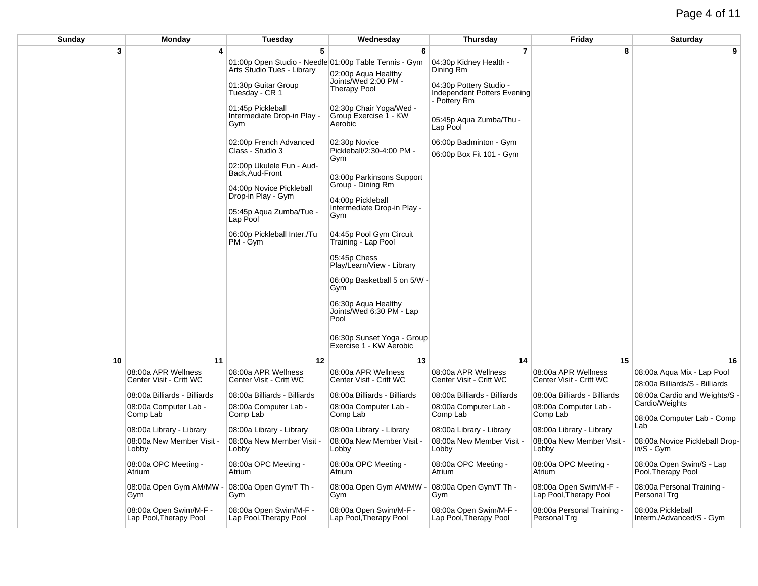| Sunday | Monday | Tuesday | Wednesday | Thursday | Friday | Saturday |
|---|---|---|---|---|---|---|
| 3 | 4 | 5<br>01:00p Open Studio - Needle Arts Studio Tues - Library<br>01:30p Guitar Group Tuesday - CR 1<br>01:45p Pickleball Intermediate Drop-in Play - Gym<br>02:00p French Advanced Class - Studio 3<br>02:00p Ukulele Fun - Aud-Back,Aud-Front<br>04:00p Novice Pickleball Drop-in Play - Gym<br>05:45p Aqua Zumba/Tue - Lap Pool<br>06:00p Pickleball Inter./Tu PM - Gym | 6<br>01:00p Table Tennis - Gym<br>02:00p Aqua Healthy Joints/Wed 2:00 PM - Therapy Pool<br>02:30p Chair Yoga/Wed - Group Exercise 1 - KW Aerobic<br>02:30p Novice Pickleball/2:30-4:00 PM - Gym<br>03:00p Parkinsons Support Group - Dining Rm<br>04:00p Pickleball Intermediate Drop-in Play - Gym<br>04:45p Pool Gym Circuit Training - Lap Pool<br>05:45p Chess Play/Learn/View - Library<br>06:00p Basketball 5 on 5/W - Gym<br>06:30p Aqua Healthy Joints/Wed 6:30 PM - Lap Pool<br>06:30p Sunset Yoga - Group Exercise 1 - KW Aerobic | 7<br>04:30p Kidney Health - Dining Rm<br>04:30p Pottery Studio - Independent Potters Evening - Pottery Rm<br>05:45p Aqua Zumba/Thu - Lap Pool<br>06:00p Badminton - Gym<br>06:00p Box Fit 101 - Gym | 8 | 9 |
| 10 | 11<br>08:00a APR Wellness Center Visit - Critt WC<br>08:00a Billiards - Billiards<br>08:00a Computer Lab - Comp Lab<br>08:00a Library - Library<br>08:00a New Member Visit - Lobby<br>08:00a OPC Meeting - Atrium<br>08:00a Open Gym AM/MW - Gym<br>08:00a Open Swim/M-F - Lap Pool,Therapy Pool | 12<br>08:00a APR Wellness Center Visit - Critt WC<br>08:00a Billiards - Billiards<br>08:00a Computer Lab - Comp Lab<br>08:00a Library - Library<br>08:00a New Member Visit - Lobby<br>08:00a OPC Meeting - Atrium<br>08:00a Open Gym/T Th - Gym<br>08:00a Open Swim/M-F - Lap Pool,Therapy Pool | 13<br>08:00a APR Wellness Center Visit - Critt WC<br>08:00a Billiards - Billiards<br>08:00a Computer Lab - Comp Lab<br>08:00a Library - Library<br>08:00a New Member Visit - Lobby<br>08:00a OPC Meeting - Atrium<br>08:00a Open Gym AM/MW - Gym<br>08:00a Open Swim/M-F - Lap Pool,Therapy Pool | 14<br>08:00a APR Wellness Center Visit - Critt WC<br>08:00a Billiards - Billiards<br>08:00a Computer Lab - Comp Lab<br>08:00a Library - Library<br>08:00a New Member Visit - Lobby<br>08:00a OPC Meeting - Atrium<br>08:00a Open Gym/T Th - Gym<br>08:00a Open Swim/M-F - Lap Pool,Therapy Pool | 15<br>08:00a APR Wellness Center Visit - Critt WC<br>08:00a Billiards - Billiards<br>08:00a Computer Lab - Comp Lab<br>08:00a Library - Library<br>08:00a New Member Visit - Lobby<br>08:00a OPC Meeting - Atrium<br>08:00a Open Swim/M-F - Lap Pool,Therapy Pool<br>08:00a Personal Training - Personal Trg | 16<br>08:00a Aqua Mix - Lap Pool<br>08:00a Billiards/S - Billiards<br>08:00a Cardio and Weights/S - Cardio/Weights<br>08:00a Computer Lab - Comp Lab<br>08:00a Novice Pickleball Drop-in/S - Gym<br>08:00a Open Swim/S - Lap Pool,Therapy Pool<br>08:00a Personal Training - Personal Trg<br>08:00a Pickleball Interm./Advanced/S - Gym |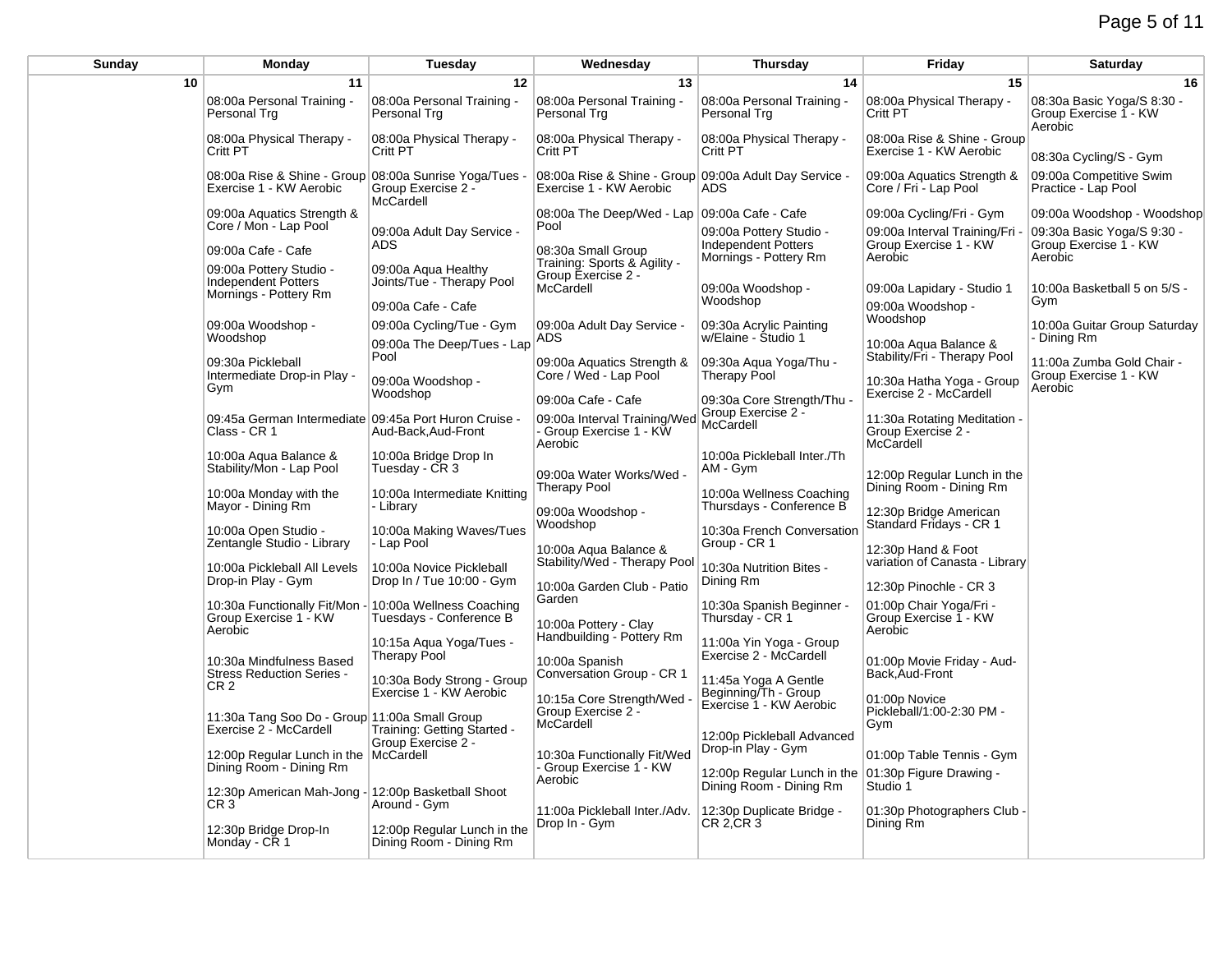| Sunday | Monday | Tuesday | Wednesday | Thursday | Friday | Saturday |
|---|---|---|---|---|---|---|
| 10 | 11 | 12 | 13 | 14 | 15 | 16 |
| | 08:00a Personal Training - Personal Trg<br><br>08:00a Physical Therapy - Critt PT<br><br>08:00a Rise & Shine - Group Exercise 1 - KW Aerobic<br><br>09:00a Aquatics Strength & Core / Mon - Lap Pool<br><br>09:00a Cafe - Cafe<br><br>09:00a Pottery Studio - Independent Potters Mornings - Pottery Rm<br><br>09:00a Woodshop - Woodshop<br><br>09:30a Pickleball Intermediate Drop-in Play - Gym<br><br>09:45a German Intermediate Class - CR 1<br><br>10:00a Aqua Balance & Stability/Mon - Lap Pool<br><br>10:00a Monday with the Mayor - Dining Rm<br><br>10:00a Open Studio - Zentangle Studio - Library<br><br>10:00a Pickleball All Levels Drop-in Play - Gym<br><br>10:30a Functionally Fit/Mon - Group Exercise 1 - KW Aerobic<br><br>10:30a Mindfulness Based Stress Reduction Series - CR 2<br><br>11:30a Tang Soo Do - Group Exercise 2 - McCardell<br><br>12:00p Regular Lunch in the Dining Room - Dining Rm<br><br>12:30p American Mah-Jong - CR 3<br><br>12:30p Bridge Drop-In Monday - CR 1 | 08:00a Personal Training - Personal Trg<br><br>08:00a Physical Therapy - Critt PT<br><br>08:00a Sunrise Yoga/Tues - Group Exercise 2 - McCardell<br><br>09:00a Adult Day Service - ADS<br><br>09:00a Aqua Healthy Joints/Tue - Therapy Pool<br><br>09:00a Cafe - Cafe<br><br>09:00a Cycling/Tue - Gym<br><br>09:00a The Deep/Tues - Lap Pool<br><br>09:00a Woodshop - Woodshop<br><br>09:45a Port Huron Cruise - Aud-Back,Aud-Front<br><br>10:00a Bridge Drop In Tuesday - CR 3<br><br>10:00a Intermediate Knitting - Library<br><br>10:00a Making Waves/Tues - Lap Pool<br><br>10:00a Novice Pickleball Drop In / Tue 10:00 - Gym<br><br>10:00a Wellness Coaching Tuesdays - Conference B<br><br>10:15a Aqua Yoga/Tues - Therapy Pool<br><br>10:30a Body Strong - Group Exercise 1 - KW Aerobic<br><br>11:00a Small Group Training: Getting Started - Group Exercise 2 - McCardell<br><br>12:00p Basketball Shoot Around - Gym<br><br>12:00p Regular Lunch in the Dining Room - Dining Rm | 08:00a Personal Training - Personal Trg<br><br>08:00a Physical Therapy - Critt PT<br><br>08:00a Rise & Shine - Group Exercise 1 - KW Aerobic<br><br>08:00a The Deep/Wed - Lap Pool<br><br>08:30a Small Group Training: Sports & Agility - Group Exercise 2 - McCardell<br><br>09:00a Adult Day Service - ADS<br><br>09:00a Aquatics Strength & Core / Wed - Lap Pool<br><br>09:00a Cafe - Cafe<br><br>09:00a Interval Training/Wed - Group Exercise 1 - KW Aerobic<br><br>09:00a Water Works/Wed - Therapy Pool<br><br>09:00a Woodshop - Woodshop<br><br>10:00a Aqua Balance & Stability/Wed - Therapy Pool<br><br>10:00a Garden Club - Patio Garden<br><br>10:00a Pottery - Clay Handbuilding - Pottery Rm<br><br>10:00a Spanish Conversation Group - CR 1<br><br>10:15a Core Strength/Wed - Group Exercise 2 - McCardell<br><br>10:30a Functionally Fit/Wed - Group Exercise 1 - KW Aerobic<br><br>11:00a Pickleball Inter./Adv. Drop In - Gym | 08:00a Personal Training - Personal Trg<br><br>08:00a Physical Therapy - Critt PT<br><br>09:00a Adult Day Service - ADS<br><br>09:00a Cafe - Cafe<br><br>09:00a Pottery Studio - Independent Potters Mornings - Pottery Rm<br><br>09:00a Woodshop - Woodshop<br><br>09:30a Acrylic Painting w/Elaine - Studio 1<br><br>09:30a Aqua Yoga/Thu - Therapy Pool<br><br>09:30a Core Strength/Thu - Group Exercise 2 - McCardell<br><br>10:00a Pickleball Inter./Th AM - Gym<br><br>10:00a Wellness Coaching Thursdays - Conference B<br><br>10:30a French Conversation Group - CR 1<br><br>10:30a Nutrition Bites - Dining Rm<br><br>10:30a Spanish Beginner - Thursday - CR 1<br><br>11:00a Yin Yoga - Group Exercise 2 - McCardell<br><br>11:45a Yoga A Gentle Beginning/Th - Group Exercise 1 - KW Aerobic<br><br>12:00p Pickleball Advanced Drop-in Play - Gym<br><br>12:00p Regular Lunch in the Dining Room - Dining Rm<br><br>12:30p Duplicate Bridge - CR 2,CR 3 | 08:00a Physical Therapy - Critt PT<br><br>08:00a Rise & Shine - Group Exercise 1 - KW Aerobic<br><br>09:00a Aquatics Strength & Core / Fri - Lap Pool<br><br>09:00a Cycling/Fri - Gym<br><br>09:00a Interval Training/Fri - Group Exercise 1 - KW Aerobic<br><br>09:00a Lapidary - Studio 1<br><br>09:00a Woodshop - Woodshop<br><br>10:00a Aqua Balance & Stability/Fri - Therapy Pool<br><br>10:30a Hatha Yoga - Group Exercise 2 - McCardell<br><br>11:30a Rotating Meditation - Group Exercise 2 - McCardell<br><br>12:00p Regular Lunch in the Dining Room - Dining Rm<br><br>12:30p Bridge American Standard Fridays - CR 1<br><br>12:30p Hand & Foot variation of Canasta - Library<br><br>12:30p Pinochle - CR 3<br><br>01:00p Chair Yoga/Fri - Group Exercise 1 - KW Aerobic<br><br>01:00p Movie Friday - Aud-Back,Aud-Front<br><br>01:00p Novice Pickleball/1:00-2:30 PM - Gym<br><br>01:00p Table Tennis - Gym<br><br>01:30p Figure Drawing - Studio 1<br><br>01:30p Photographers Club - Dining Rm | 08:30a Basic Yoga/S 8:30 - Group Exercise 1 - KW Aerobic<br><br>08:30a Cycling/S - Gym<br><br>09:00a Competitive Swim Practice - Lap Pool<br><br>09:00a Woodshop - Woodshop<br><br>09:30a Basic Yoga/S 9:30 - Group Exercise 1 - KW Aerobic<br><br>10:00a Basketball 5 on 5/S - Gym<br><br>10:00a Guitar Group Saturday - Dining Rm<br><br>11:00a Zumba Gold Chair - Group Exercise 1 - KW Aerobic |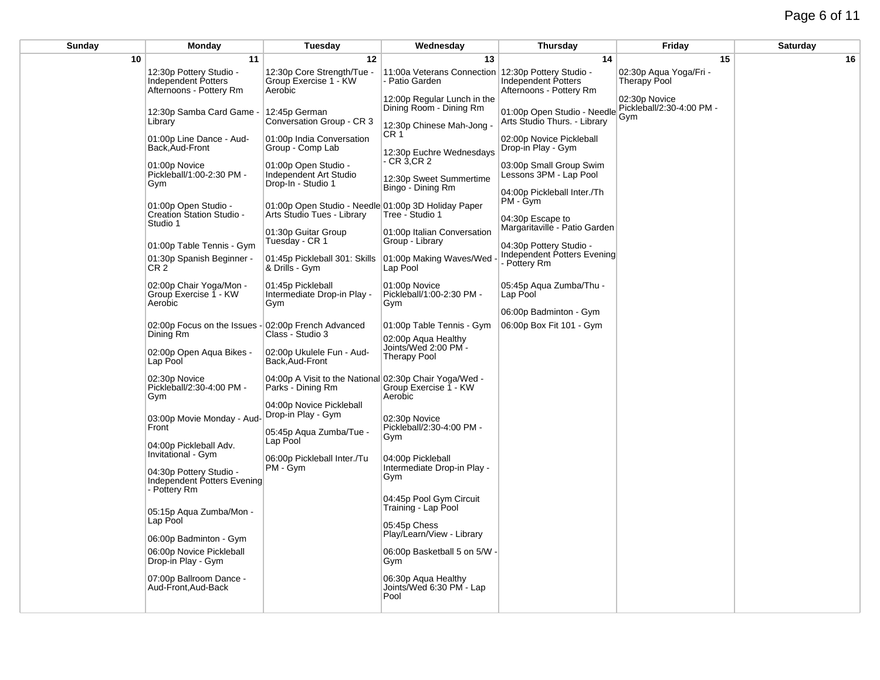| Sunday | Monday | Tuesday | Wednesday | Thursday | Friday | Saturday |
|---|---|---|---|---|---|---|
| 10 | 11 | 12 | 13 | 14 | 15 | 16 |
| | 12:30p Pottery Studio - Independent Potters Afternoons - Pottery Rm<br><br>12:30p Samba Card Game - Library<br><br>01:00p Line Dance - Aud-Back,Aud-Front<br><br>01:00p Novice Pickleball/1:00-2:30 PM - Gym<br><br>01:00p Open Studio - Creation Station Studio - Studio 1<br><br>01:00p Table Tennis - Gym<br><br>01:30p Spanish Beginner - CR 2<br><br>02:00p Chair Yoga/Mon - Group Exercise 1 - KW Aerobic<br><br>02:00p Focus on the Issues - Dining Rm<br><br>02:00p Open Aqua Bikes - Lap Pool<br><br>02:30p Novice Pickleball/2:30-4:00 PM - Gym<br><br>03:00p Movie Monday - Aud-Front<br><br>04:00p Pickleball Adv. Invitational - Gym<br><br>04:30p Pottery Studio - Independent Potters Evening - Pottery Rm<br><br>05:15p Aqua Zumba/Mon - Lap Pool<br><br>06:00p Badminton - Gym<br><br>06:00p Novice Pickleball Drop-in Play - Gym<br><br>07:00p Ballroom Dance - Aud-Front,Aud-Back | 12:30p Core Strength/Tue - Group Exercise 1 - KW Aerobic<br><br>12:45p German Conversation Group - CR 3<br><br>01:00p India Conversation Group - Comp Lab<br><br>01:00p Open Studio - Independent Art Studio Drop-In - Studio 1<br><br>01:00p Open Studio - Needle Arts Studio Tues - Library<br><br>01:30p Guitar Group Tuesday - CR 1<br><br>01:45p Pickleball 301: Skills & Drills - Gym<br><br>01:45p Pickleball Intermediate Drop-in Play - Gym<br><br>02:00p French Advanced Class - Studio 3<br><br>02:00p Ukulele Fun - Aud-Back,Aud-Front<br><br>04:00p A Visit to the National Parks - Dining Rm<br><br>04:00p Novice Pickleball Drop-in Play - Gym<br><br>05:45p Aqua Zumba/Tue - Lap Pool<br><br>06:00p Pickleball Inter./Tu PM - Gym | 11:00a Veterans Connection - Patio Garden<br><br>12:00p Regular Lunch in the Dining Room - Dining Rm<br><br>12:30p Chinese Mah-Jong - CR 1<br><br>12:30p Euchre Wednesdays - CR 3,CR 2<br><br>12:30p Sweet Summertime Bingo - Dining Rm<br><br>01:00p 3D Holiday Paper Tree - Studio 1<br><br>01:00p Italian Conversation Group - Library<br><br>01:00p Making Waves/Wed - Lap Pool<br><br>01:00p Novice Pickleball/1:00-2:30 PM - Gym<br><br>01:00p Table Tennis - Gym<br><br>02:00p Aqua Healthy Joints/Wed 2:00 PM - Therapy Pool<br><br>02:30p Chair Yoga/Wed - Group Exercise 1 - KW Aerobic<br><br>02:30p Novice Pickleball/2:30-4:00 PM - Gym<br><br>04:00p Pickleball Intermediate Drop-in Play - Gym<br><br>04:45p Pool Gym Circuit Training - Lap Pool<br><br>05:45p Chess Play/Learn/View - Library<br><br>06:00p Basketball 5 on 5/W - Gym<br><br>06:30p Aqua Healthy Joints/Wed 6:30 PM - Lap Pool | 12:30p Pottery Studio - Independent Potters Afternoons - Pottery Rm<br><br>01:00p Open Studio - Needle Arts Studio Thurs. - Library<br><br>02:00p Novice Pickleball Drop-in Play - Gym<br><br>03:00p Small Group Swim Lessons 3PM - Lap Pool<br><br>04:00p Pickleball Inter./Th PM - Gym<br><br>04:30p Escape to Margaritaville - Patio Garden<br><br>04:30p Pottery Studio - Independent Potters Evening - Pottery Rm<br><br>05:45p Aqua Zumba/Thu - Lap Pool<br><br>06:00p Badminton - Gym<br><br>06:00p Box Fit 101 - Gym | 02:30p Aqua Yoga/Fri - Therapy Pool<br><br>02:30p Novice Pickleball/2:30-4:00 PM - Gym | |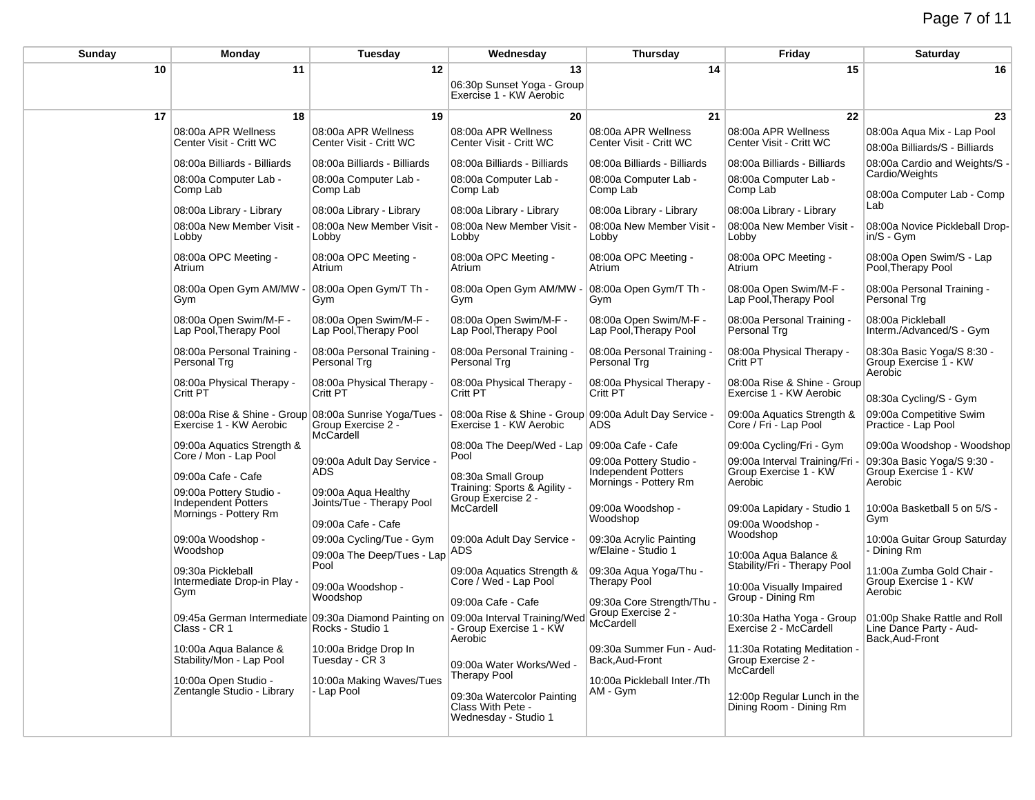| Sunday | Monday | Tuesday | Wednesday | Thursday | Friday | Saturday |
|---|---|---|---|---|---|---|
| 10 | 11 | 12 | 13<br>06:30p Sunset Yoga - Group Exercise 1 - KW Aerobic | 14 | 15 | 16 |
| 17 | 18<br>08:00a APR Wellness Center Visit - Critt WC<br>08:00a Billiards - Billiards<br>08:00a Computer Lab - Comp Lab<br>08:00a Library - Library<br>08:00a New Member Visit - Lobby<br>08:00a OPC Meeting - Atrium<br>08:00a Open Gym AM/MW - Gym<br>08:00a Open Swim/M-F - Lap Pool,Therapy Pool<br>08:00a Personal Training - Personal Trg<br>08:00a Physical Therapy - Critt PT<br>08:00a Rise & Shine - Group Exercise 1 - KW Aerobic<br>09:00a Aquatics Strength & Core / Mon - Lap Pool<br>09:00a Cafe - Cafe<br>09:00a Pottery Studio - Independent Potters Mornings - Pottery Rm<br>09:00a Woodshop - Woodshop<br>09:30a Pickleball Intermediate Drop-in Play - Gym<br>09:45a German Intermediate Class - CR 1<br>10:00a Aqua Balance & Stability/Mon - Lap Pool<br>10:00a Open Studio - Zentangle Studio - Library | 19<br>08:00a APR Wellness Center Visit - Critt WC<br>08:00a Billiards - Billiards<br>08:00a Computer Lab - Comp Lab<br>08:00a Library - Library<br>08:00a New Member Visit - Lobby<br>08:00a OPC Meeting - Atrium<br>08:00a Open Gym/T Th - Gym<br>08:00a Open Swim/M-F - Lap Pool,Therapy Pool<br>08:00a Personal Training - Personal Trg<br>08:00a Physical Therapy - Critt PT<br>08:00a Sunrise Yoga/Tues - Group Exercise 2 - McCardell<br>09:00a Adult Day Service - ADS<br>09:00a Aqua Healthy Joints/Tue - Therapy Pool<br>09:00a Cafe - Cafe<br>09:00a Cycling/Tue - Gym<br>09:00a The Deep/Tues - Lap Pool<br>09:00a Woodshop - Woodshop<br>09:30a Diamond Painting on Rocks - Studio 1<br>10:00a Bridge Drop In Tuesday - CR 3<br>10:00a Making Waves/Tues - Lap Pool | 20<br>08:00a APR Wellness Center Visit - Critt WC<br>08:00a Billiards - Billiards<br>08:00a Computer Lab - Comp Lab<br>08:00a Library - Library<br>08:00a New Member Visit - Lobby<br>08:00a OPC Meeting - Atrium<br>08:00a Open Gym AM/MW - Gym<br>08:00a Open Swim/M-F - Lap Pool,Therapy Pool<br>08:00a Personal Training - Personal Trg<br>08:00a Physical Therapy - Critt PT<br>08:00a Rise & Shine - Group Exercise 1 - KW Aerobic<br>08:00a The Deep/Wed - Lap Pool<br>08:30a Small Group Training: Sports & Agility - Group Exercise 2 - McCardell<br>09:00a Adult Day Service - ADS<br>09:00a Aquatics Strength & Core / Wed - Lap Pool<br>09:00a Cafe - Cafe<br>09:00a Interval Training/Wed - Group Exercise 1 - KW Aerobic<br>09:00a Water Works/Wed - Therapy Pool<br>09:30a Watercolor Painting Class With Pete - Wednesday - Studio 1 | 21<br>08:00a APR Wellness Center Visit - Critt WC<br>08:00a Billiards - Billiards<br>08:00a Computer Lab - Comp Lab<br>08:00a Library - Library<br>08:00a New Member Visit - Lobby<br>08:00a OPC Meeting - Atrium<br>08:00a Open Gym/T Th - Gym<br>08:00a Open Swim/M-F - Lap Pool,Therapy Pool<br>08:00a Personal Training - Personal Trg<br>08:00a Physical Therapy - Critt PT<br>09:00a Adult Day Service - ADS<br>09:00a Cafe - Cafe<br>09:00a Pottery Studio - Independent Potters Mornings - Pottery Rm<br>09:00a Woodshop - Woodshop<br>09:30a Acrylic Painting w/Elaine - Studio 1<br>09:30a Aqua Yoga/Thu - Therapy Pool<br>09:30a Core Strength/Thu - Group Exercise 2 - McCardell<br>09:30a Summer Fun - Aud-Back,Aud-Front<br>10:00a Pickleball Inter./Th AM - Gym | 22<br>08:00a APR Wellness Center Visit - Critt WC<br>08:00a Billiards - Billiards<br>08:00a Computer Lab - Comp Lab<br>08:00a Library - Library<br>08:00a New Member Visit - Lobby<br>08:00a OPC Meeting - Atrium<br>08:00a Open Swim/M-F - Lap Pool,Therapy Pool<br>08:00a Personal Training - Personal Trg<br>08:00a Physical Therapy - Critt PT<br>08:00a Rise & Shine - Group Exercise 1 - KW Aerobic<br>09:00a Aquatics Strength & Core / Fri - Lap Pool<br>09:00a Cycling/Fri - Gym<br>09:00a Interval Training/Fri - Group Exercise 1 - KW Aerobic<br>09:00a Lapidary - Studio 1<br>09:00a Woodshop - Woodshop<br>10:00a Aqua Balance & Stability/Fri - Therapy Pool<br>10:00a Visually Impaired Group - Dining Rm<br>10:30a Hatha Yoga - Group Exercise 2 - McCardell<br>11:30a Rotating Meditation - Group Exercise 2 - McCardell<br>12:00p Regular Lunch in the Dining Room - Dining Rm | 23<br>08:00a Aqua Mix - Lap Pool<br>08:00a Billiards/S - Billiards<br>08:00a Cardio and Weights/S - Cardio/Weights<br>08:00a Computer Lab - Comp Lab<br>08:00a Novice Pickleball Drop-in/S - Gym<br>08:00a Open Swim/S - Lap Pool,Therapy Pool<br>08:00a Personal Training - Personal Trg<br>08:00a Pickleball Interm./Advanced/S - Gym<br>08:30a Basic Yoga/S 8:30 - Group Exercise 1 - KW Aerobic<br>08:30a Cycling/S - Gym<br>09:00a Competitive Swim Practice - Lap Pool<br>09:00a Woodshop - Woodshop<br>09:30a Basic Yoga/S 9:30 - Group Exercise 1 - KW Aerobic<br>10:00a Basketball 5 on 5/S - Gym<br>10:00a Guitar Group Saturday - Dining Rm<br>11:00a Zumba Gold Chair - Group Exercise 1 - KW Aerobic<br>01:00p Shake Rattle and Roll Line Dance Party - Aud-Back,Aud-Front |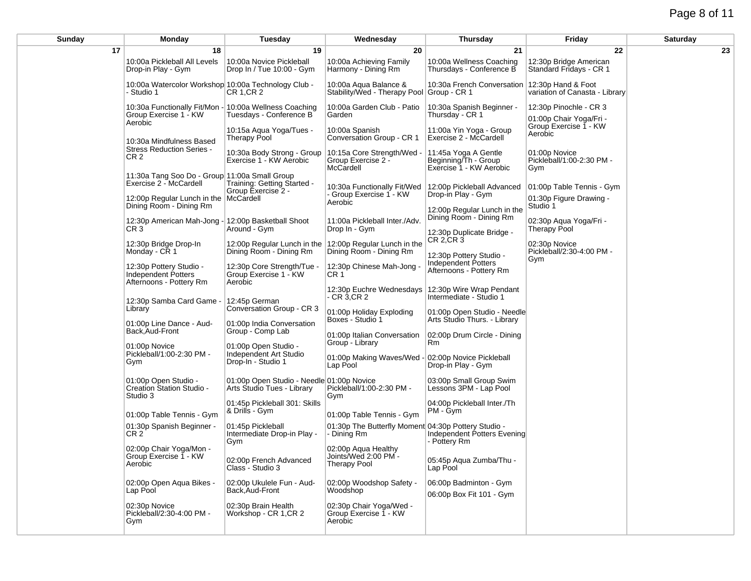| Sunday | Monday | Tuesday | Wednesday | Thursday | Friday | Saturday |
|---|---|---|---|---|---|---|
| 17 | 18 | 19 | 20 | 21 | 22 | 23 |
| | 10:00a Pickleball All Levels Drop-in Play - Gym<br><br>10:00a Watercolor Workshop - Studio 1<br><br>10:30a Functionally Fit/Mon - Group Exercise 1 - KW Aerobic<br><br>10:30a Mindfulness Based Stress Reduction Series - CR 2<br><br>11:30a Tang Soo Do - Group Exercise 2 - McCardell<br><br>12:00p Regular Lunch in the Dining Room - Dining Rm<br><br>12:30p American Mah-Jong - CR 3<br><br>12:30p Bridge Drop-In Monday - CR 1<br><br>12:30p Pottery Studio - Independent Potters Afternoons - Pottery Rm<br><br>12:30p Samba Card Game - Library<br><br>01:00p Line Dance - Aud-Back,Aud-Front<br><br>01:00p Novice Pickleball/1:00-2:30 PM - Gym<br><br>01:00p Open Studio - Creation Station Studio - Studio 3<br><br>01:00p Table Tennis - Gym<br><br>01:30p Spanish Beginner - CR 2<br><br>02:00p Chair Yoga/Mon - Group Exercise 1 - KW Aerobic<br><br>02:00p Open Aqua Bikes - Lap Pool<br><br>02:30p Novice Pickleball/2:30-4:00 PM - Gym | 10:00a Novice Pickleball Drop In / Tue 10:00 - Gym<br><br>10:00a Technology Club - CR 1,CR 2<br><br>10:00a Wellness Coaching Tuesdays - Conference B<br><br>10:15a Aqua Yoga/Tues - Therapy Pool<br><br>10:30a Body Strong - Group Exercise 1 - KW Aerobic<br><br>11:00a Small Group Training: Getting Started - Group Exercise 2 - McCardell<br><br>12:00p Basketball Shoot Around - Gym<br><br>12:00p Regular Lunch in the Dining Room - Dining Rm<br><br>12:30p Core Strength/Tue - Group Exercise 1 - KW Aerobic<br><br>12:45p German Conversation Group - CR 3<br><br>01:00p India Conversation Group - Comp Lab<br><br>01:00p Open Studio - Independent Art Studio Drop-In - Studio 1<br><br>01:00p Open Studio - Needle Arts Studio Tues - Library<br><br>01:45p Pickleball 301: Skills & Drills - Gym<br><br>01:45p Pickleball Intermediate Drop-in Play - Gym<br><br>02:00p French Advanced Class - Studio 3<br><br>02:00p Ukulele Fun - Aud-Back,Aud-Front<br><br>02:30p Brain Health Workshop - CR 1,CR 2 | 10:00a Achieving Family Harmony - Dining Rm<br><br>10:00a Aqua Balance & Stability/Wed - Therapy Pool<br><br>10:00a Garden Club - Patio Garden<br><br>10:00a Spanish Conversation Group - CR 1<br><br>10:15a Core Strength/Wed - Group Exercise 2 - McCardell<br><br>10:30a Functionally Fit/Wed - Group Exercise 1 - KW Aerobic<br><br>11:00a Pickleball Inter./Adv. Drop In - Gym<br><br>12:00p Regular Lunch in the Dining Room - Dining Rm<br><br>12:30p Chinese Mah-Jong - CR 1<br><br>12:30p Euchre Wednesdays - CR 3,CR 2<br><br>01:00p Holiday Exploding Boxes - Studio 1<br><br>01:00p Italian Conversation Group - Library<br><br>01:00p Making Waves/Wed - Lap Pool<br><br>01:00p Novice Pickleball/1:00-2:30 PM - Gym<br><br>01:00p Table Tennis - Gym<br><br>01:30p The Butterfly Moment - Dining Rm<br><br>02:00p Aqua Healthy Joints/Wed 2:00 PM - Therapy Pool<br><br>02:00p Woodshop Safety - Woodshop<br><br>02:30p Chair Yoga/Wed - Group Exercise 1 - KW Aerobic | 10:00a Wellness Coaching Thursdays - Conference B<br><br>10:30a French Conversation Group - CR 1<br><br>10:30a Spanish Beginner - Thursday - CR 1<br><br>11:00a Yin Yoga - Group Exercise 2 - McCardell<br><br>11:45a Yoga A Gentle Beginning/Th - Group Exercise 1 - KW Aerobic<br><br>12:00p Pickleball Advanced Drop-in Play - Gym<br><br>12:00p Regular Lunch in the Dining Room - Dining Rm<br><br>12:30p Duplicate Bridge - CR 2,CR 3<br><br>12:30p Pottery Studio - Independent Potters Afternoons - Pottery Rm<br><br>12:30p Wire Wrap Pendant Intermediate - Studio 1<br><br>01:00p Open Studio - Needle Arts Studio Thurs. - Library<br><br>02:00p Drum Circle - Dining Rm<br><br>02:00p Novice Pickleball Drop-in Play - Gym<br><br>03:00p Small Group Swim Lessons 3PM - Lap Pool<br><br>04:00p Pickleball Inter./Th PM - Gym<br><br>04:30p Pottery Studio - Independent Potters Evening - Pottery Rm<br><br>05:45p Aqua Zumba/Thu - Lap Pool<br><br>06:00p Badminton - Gym<br><br>06:00p Box Fit 101 - Gym | 12:30p Bridge American Standard Fridays - CR 1<br><br>12:30p Hand & Foot variation of Canasta - Library<br><br>12:30p Pinochle - CR 3<br><br>01:00p Chair Yoga/Fri - Group Exercise 1 - KW Aerobic<br><br>01:00p Novice Pickleball/1:00-2:30 PM - Gym<br><br>01:00p Table Tennis - Gym<br><br>01:30p Figure Drawing - Studio 1<br><br>02:30p Aqua Yoga/Fri - Therapy Pool<br><br>02:30p Novice Pickleball/2:30-4:00 PM - Gym | |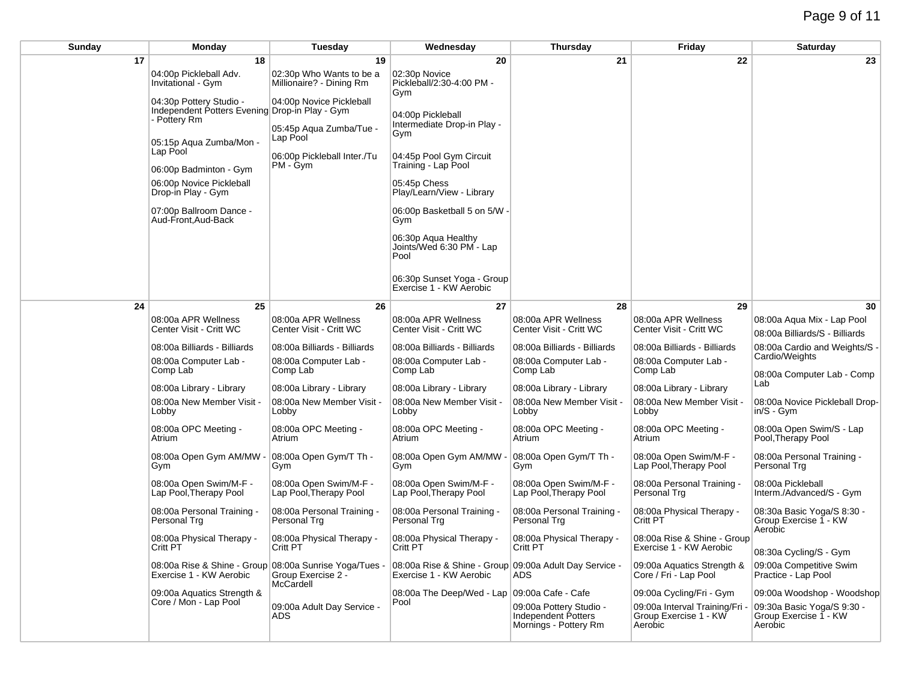| Sunday | Monday | Tuesday | Wednesday | Thursday | Friday | Saturday |
| --- | --- | --- | --- | --- | --- | --- |
| 17 | 18 | 19 | 20 | 21 | 22 | 23 |
| | 04:00p Pickleball Adv. Invitational - Gym<br><br>04:30p Pottery Studio - Independent Potters Evening - Pottery Rm<br><br>05:15p Aqua Zumba/Mon - Lap Pool<br><br>06:00p Badminton - Gym<br><br>06:00p Novice Pickleball Drop-in Play - Gym<br><br>07:00p Ballroom Dance - Aud-Front,Aud-Back | 02:30p Who Wants to be a Millionaire? - Dining Rm<br><br>04:00p Novice Pickleball Drop-in Play - Gym<br><br>05:45p Aqua Zumba/Tue - Lap Pool<br><br>06:00p Pickleball Inter./Tu PM - Gym | 02:30p Novice Pickleball/2:30-4:00 PM - Gym<br><br>04:00p Pickleball Intermediate Drop-in Play - Gym<br><br>04:45p Pool Gym Circuit Training - Lap Pool<br><br>05:45p Chess Play/Learn/View - Library<br><br>06:00p Basketball 5 on 5/W - Gym<br><br>06:30p Aqua Healthy Joints/Wed 6:30 PM - Lap Pool<br><br>06:30p Sunset Yoga - Group Exercise 1 - KW Aerobic | | | |
| 24 | 25 | 26 | 27 | 28 | 29 | 30 |
| | 08:00a APR Wellness Center Visit - Critt WC<br><br>08:00a Billiards - Billiards<br><br>08:00a Computer Lab - Comp Lab<br><br>08:00a Library - Library<br><br>08:00a New Member Visit - Lobby<br><br>08:00a OPC Meeting - Atrium<br><br>08:00a Open Gym AM/MW - Gym<br><br>08:00a Open Swim/M-F - Lap Pool,Therapy Pool<br><br>08:00a Personal Training - Personal Trg<br><br>08:00a Physical Therapy - Critt PT<br><br>08:00a Rise & Shine - Group Exercise 1 - KW Aerobic<br><br>09:00a Aquatics Strength & Core / Mon - Lap Pool | 08:00a APR Wellness Center Visit - Critt WC<br><br>08:00a Billiards - Billiards<br><br>08:00a Computer Lab - Comp Lab<br><br>08:00a Library - Library<br><br>08:00a New Member Visit - Lobby<br><br>08:00a OPC Meeting - Atrium<br><br>08:00a Open Gym/T Th - Gym<br><br>08:00a Open Swim/M-F - Lap Pool,Therapy Pool<br><br>08:00a Personal Training - Personal Trg<br><br>08:00a Physical Therapy - Critt PT<br><br>08:00a Sunrise Yoga/Tues - Group Exercise 2 - McCardell<br><br>09:00a Adult Day Service - ADS | 08:00a APR Wellness Center Visit - Critt WC<br><br>08:00a Billiards - Billiards<br><br>08:00a Computer Lab - Comp Lab<br><br>08:00a Library - Library<br><br>08:00a New Member Visit - Lobby<br><br>08:00a OPC Meeting - Atrium<br><br>08:00a Open Gym AM/MW - Gym<br><br>08:00a Open Swim/M-F - Lap Pool,Therapy Pool<br><br>08:00a Personal Training - Personal Trg<br><br>08:00a Physical Therapy - Critt PT<br><br>08:00a Rise & Shine - Group Exercise 1 - KW Aerobic<br><br>08:00a The Deep/Wed - Lap Pool | 08:00a APR Wellness Center Visit - Critt WC<br><br>08:00a Billiards - Billiards<br><br>08:00a Computer Lab - Comp Lab<br><br>08:00a Library - Library<br><br>08:00a New Member Visit - Lobby<br><br>08:00a OPC Meeting - Atrium<br><br>08:00a Open Gym/T Th - Gym<br><br>08:00a Open Swim/M-F - Lap Pool,Therapy Pool<br><br>08:00a Personal Training - Personal Trg<br><br>08:00a Physical Therapy - Critt PT<br><br>09:00a Adult Day Service - ADS<br><br>09:00a Cafe - Cafe<br><br>09:00a Pottery Studio - Independent Potters Mornings - Pottery Rm | 08:00a APR Wellness Center Visit - Critt WC<br><br>08:00a Billiards - Billiards<br><br>08:00a Computer Lab - Comp Lab<br><br>08:00a Library - Library<br><br>08:00a New Member Visit - Lobby<br><br>08:00a OPC Meeting - Atrium<br><br>08:00a Open Swim/M-F - Lap Pool,Therapy Pool<br><br>08:00a Personal Training - Personal Trg<br><br>08:00a Physical Therapy - Critt PT<br><br>08:00a Rise & Shine - Group Exercise 1 - KW Aerobic<br><br>09:00a Aquatics Strength & Core / Fri - Lap Pool<br><br>09:00a Cycling/Fri - Gym<br><br>09:00a Interval Training/Fri - Group Exercise 1 - KW Aerobic | 08:00a Aqua Mix - Lap Pool<br><br>08:00a Billiards/S - Billiards<br><br>08:00a Cardio and Weights/S - Cardio/Weights<br><br>08:00a Computer Lab - Comp Lab<br><br>08:00a Novice Pickleball Drop-in/S - Gym<br><br>08:00a Open Swim/S - Lap Pool,Therapy Pool<br><br>08:00a Personal Training - Personal Trg<br><br>08:00a Pickleball Interm./Advanced/S - Gym<br><br>08:30a Basic Yoga/S 8:30 - Group Exercise 1 - KW Aerobic<br><br>08:30a Cycling/S - Gym<br><br>09:00a Competitive Swim Practice - Lap Pool<br><br>09:00a Woodshop - Woodshop<br><br>09:30a Basic Yoga/S 9:30 - Group Exercise 1 - KW Aerobic |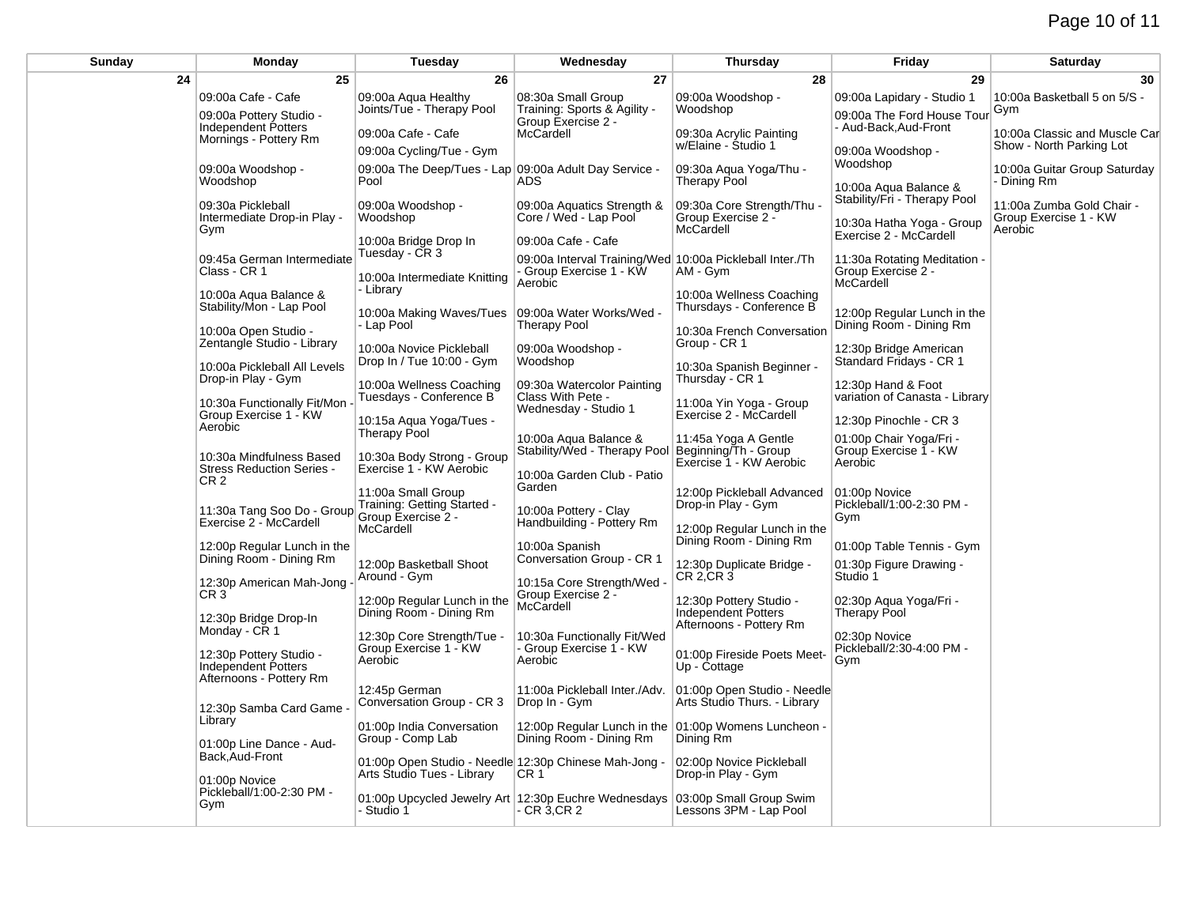| Sunday | Monday | Tuesday | Wednesday | Thursday | Friday | Saturday |
|---|---|---|---|---|---|---|
| 24 | 25 | 26 | 27 | 28 | 29 | 30 |
| | 09:00a Cafe - Cafe<br><br>09:00a Pottery Studio - Independent Potters Mornings - Pottery Rm<br><br>09:00a Woodshop - Woodshop<br><br>09:30a Pickleball Intermediate Drop-in Play - Gym<br><br>09:45a German Intermediate Class - CR 1<br><br>10:00a Aqua Balance & Stability/Mon - Lap Pool<br><br>10:00a Open Studio - Zentangle Studio - Library<br><br>10:00a Pickleball All Levels Drop-in Play - Gym<br><br>10:30a Functionally Fit/Mon - Group Exercise 1 - KW Aerobic<br><br>10:30a Mindfulness Based Stress Reduction Series - CR 2<br><br>11:30a Tang Soo Do - Group Exercise 2 - McCardell<br><br>12:00p Regular Lunch in the Dining Room - Dining Rm<br><br>12:30p American Mah-Jong - CR 3<br><br>12:30p Bridge Drop-In Monday - CR 1<br><br>12:30p Pottery Studio - Independent Potters Afternoons - Pottery Rm<br><br>12:30p Samba Card Game - Library<br><br>01:00p Line Dance - Aud-Back,Aud-Front<br><br>01:00p Novice Pickleball/1:00-2:30 PM - Gym | 09:00a Aqua Healthy Joints/Tue - Therapy Pool<br><br>09:00a Cafe - Cafe<br><br>09:00a Cycling/Tue - Gym<br><br>09:00a The Deep/Tues - Lap Pool<br><br>09:00a Woodshop - Woodshop<br><br>10:00a Bridge Drop In Tuesday - CR 3<br><br>10:00a Intermediate Knitting - Library<br><br>10:00a Making Waves/Tues - Lap Pool<br><br>10:00a Novice Pickleball Drop In / Tue 10:00 - Gym<br><br>10:00a Wellness Coaching Tuesdays - Conference B<br><br>10:15a Aqua Yoga/Tues - Therapy Pool<br><br>10:30a Body Strong - Group Exercise 1 - KW Aerobic<br><br>11:00a Small Group Training: Getting Started - Group Exercise 2 - McCardell<br><br>12:00p Basketball Shoot Around - Gym<br><br>12:00p Regular Lunch in the Dining Room - Dining Rm<br><br>12:30p Core Strength/Tue - Group Exercise 1 - KW Aerobic<br><br>12:45p German Conversation Group - CR 3<br><br>01:00p India Conversation Group - Comp Lab<br><br>01:00p Open Studio - Needle Arts Studio Tues - Library<br><br>01:00p Upcycled Jewelry Art - Studio 1 | 08:30a Small Group Training: Sports & Agility - Group Exercise 2 - McCardell<br><br>09:00a Adult Day Service - ADS<br><br>09:00a Aquatics Strength & Core / Wed - Lap Pool<br><br>09:00a Cafe - Cafe<br><br>09:00a Interval Training/Wed - Group Exercise 1 - KW Aerobic<br><br>09:00a Water Works/Wed - Therapy Pool<br><br>09:00a Woodshop - Woodshop<br><br>09:30a Watercolor Painting Class With Pete - Wednesday - Studio 1<br><br>10:00a Aqua Balance & Stability/Wed - Therapy Pool<br><br>10:00a Garden Club - Patio Garden<br><br>10:00a Pottery - Clay Handbuilding - Pottery Rm<br><br>10:00a Spanish Conversation Group - CR 1<br><br>10:15a Core Strength/Wed - Group Exercise 2 - McCardell<br><br>10:30a Functionally Fit/Wed - Group Exercise 1 - KW Aerobic<br><br>11:00a Pickleball Inter./Adv. Drop In - Gym<br><br>12:00p Regular Lunch in the Dining Room - Dining Rm<br><br>12:30p Chinese Mah-Jong - CR 1<br><br>12:30p Euchre Wednesdays - CR 3,CR 2 | 09:00a Woodshop - Woodshop<br><br>09:30a Acrylic Painting w/Elaine - Studio 1<br><br>09:30a Aqua Yoga/Thu - Therapy Pool<br><br>09:30a Core Strength/Thu - Group Exercise 2 - McCardell<br><br>10:00a Pickleball Inter./Th AM - Gym<br><br>10:00a Wellness Coaching Thursdays - Conference B<br><br>10:30a French Conversation Group - CR 1<br><br>10:30a Spanish Beginner - Thursday - CR 1<br><br>11:00a Yin Yoga - Group Exercise 2 - McCardell<br><br>11:45a Yoga A Gentle Beginning/Th - Group Exercise 1 - KW Aerobic<br><br>12:00p Pickleball Advanced Drop-in Play - Gym<br><br>12:00p Regular Lunch in the Dining Room - Dining Rm<br><br>12:30p Duplicate Bridge - CR 2,CR 3<br><br>12:30p Pottery Studio - Independent Potters Afternoons - Pottery Rm<br><br>01:00p Fireside Poets Meet-Up - Cottage<br><br>01:00p Open Studio - Needle Arts Studio Thurs. - Library<br><br>01:00p Womens Luncheon - Dining Rm<br><br>02:00p Novice Pickleball Drop-in Play - Gym<br><br>03:00p Small Group Swim Lessons 3PM - Lap Pool | 09:00a Lapidary - Studio 1<br><br>09:00a The Ford House Tour - Aud-Back,Aud-Front<br><br>09:00a Woodshop - Woodshop<br><br>10:00a Aqua Balance & Stability/Fri - Therapy Pool<br><br>10:30a Hatha Yoga - Group Exercise 2 - McCardell<br><br>11:30a Rotating Meditation - Group Exercise 2 - McCardell<br><br>12:00p Regular Lunch in the Dining Room - Dining Rm<br><br>12:30p Bridge American Standard Fridays - CR 1<br><br>12:30p Hand & Foot variation of Canasta - Library<br><br>12:30p Pinochle - CR 3<br><br>01:00p Chair Yoga/Fri - Group Exercise 1 - KW Aerobic<br><br>01:00p Novice Pickleball/1:00-2:30 PM - Gym<br><br>01:00p Table Tennis - Gym<br><br>01:30p Figure Drawing - Studio 1<br><br>02:30p Aqua Yoga/Fri - Therapy Pool<br><br>02:30p Novice Pickleball/2:30-4:00 PM - Gym | 10:00a Basketball 5 on 5/S - Gym<br><br>10:00a Classic and Muscle Car Show - North Parking Lot<br><br>10:00a Guitar Group Saturday - Dining Rm<br><br>11:00a Zumba Gold Chair - Group Exercise 1 - KW Aerobic |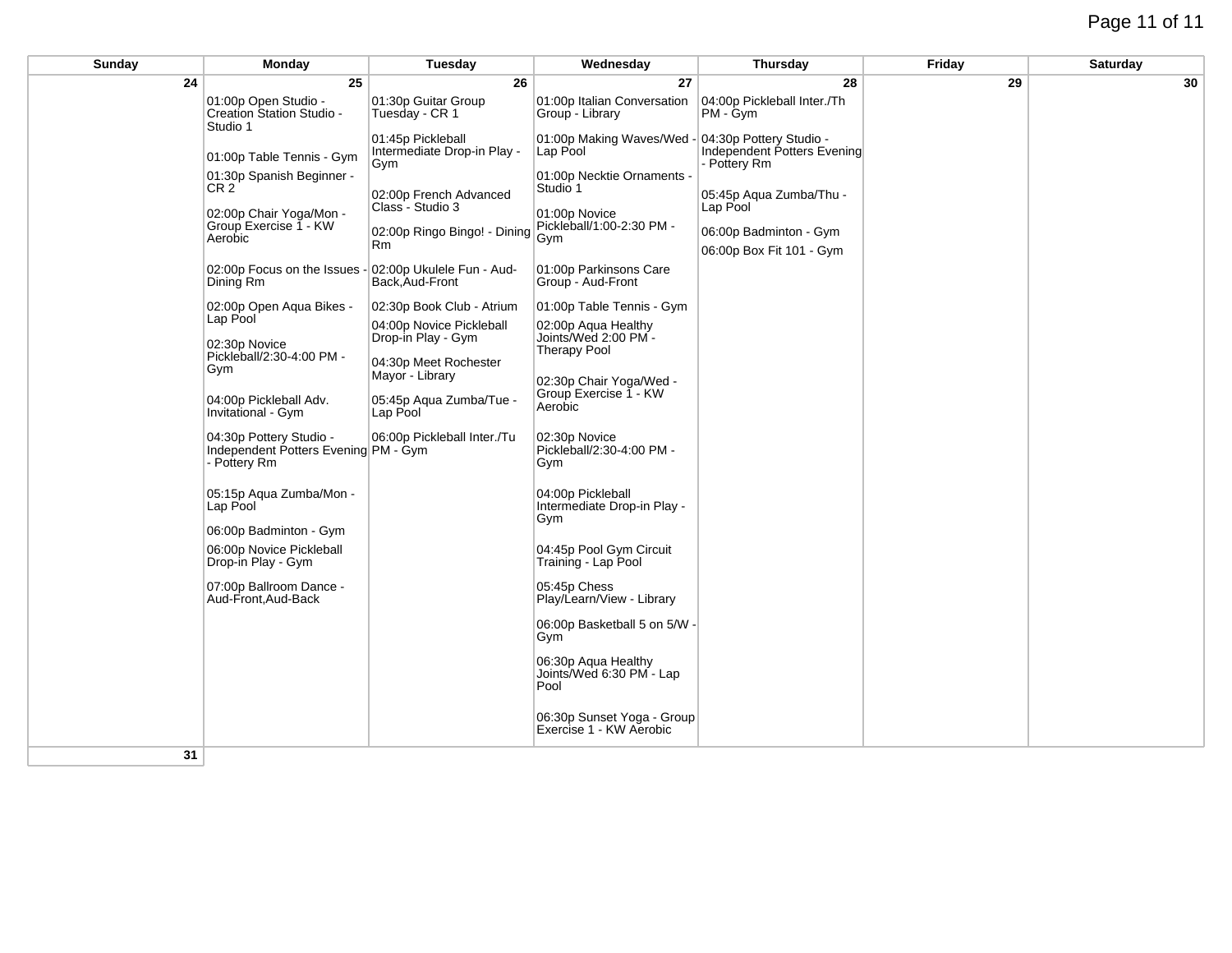| Sunday | Monday | Tuesday | Wednesday | Thursday | Friday | Saturday |
|---|---|---|---|---|---|---|
| 24 | 25<br>01:00p Open Studio - Creation Station Studio - Studio 1<br>01:00p Table Tennis - Gym<br>01:30p Spanish Beginner - CR 2<br>02:00p Chair Yoga/Mon - Group Exercise 1 - KW Aerobic<br>02:00p Focus on the Issues - Dining Rm<br>02:00p Open Aqua Bikes - Lap Pool<br>02:30p Novice Pickleball/2:30-4:00 PM - Gym<br>04:00p Pickleball Adv. Invitational - Gym<br>04:30p Pottery Studio - Independent Potters Evening - Pottery Rm<br>05:15p Aqua Zumba/Mon - Lap Pool<br>06:00p Badminton - Gym<br>06:00p Novice Pickleball Drop-in Play - Gym<br>07:00p Ballroom Dance - Aud-Front,Aud-Back | 26<br>01:30p Guitar Group Tuesday - CR 1<br>01:45p Pickleball Intermediate Drop-in Play - Gym<br>02:00p French Advanced Class - Studio 3<br>02:00p Ringo Bingo! - Dining Rm<br>02:00p Ukulele Fun - Aud-Back,Aud-Front<br>02:30p Book Club - Atrium<br>04:00p Novice Pickleball Drop-in Play - Gym<br>04:30p Meet Rochester Mayor - Library<br>05:45p Aqua Zumba/Tue - Lap Pool<br>06:00p Pickleball Inter./Tu PM - Gym | 27<br>01:00p Italian Conversation Group - Library<br>01:00p Making Waves/Wed - Lap Pool<br>01:00p Necktie Ornaments - Studio 1<br>01:00p Novice Pickleball/1:00-2:30 PM - Gym<br>01:00p Parkinsons Care Group - Aud-Front<br>01:00p Table Tennis - Gym<br>02:00p Aqua Healthy Joints/Wed 2:00 PM - Therapy Pool<br>02:30p Chair Yoga/Wed - Group Exercise 1 - KW Aerobic<br>02:30p Novice Pickleball/2:30-4:00 PM - Gym<br>04:00p Pickleball Intermediate Drop-in Play - Gym<br>04:45p Pool Gym Circuit Training - Lap Pool<br>05:45p Chess Play/Learn/View - Library<br>06:00p Basketball 5 on 5/W - Gym<br>06:30p Aqua Healthy Joints/Wed 6:30 PM - Lap Pool<br>06:30p Sunset Yoga - Group Exercise 1 - KW Aerobic | 28<br>04:00p Pickleball Inter./Th PM - Gym<br>04:30p Pottery Studio - Independent Potters Evening - Pottery Rm<br>05:45p Aqua Zumba/Thu - Lap Pool<br>06:00p Badminton - Gym<br>06:00p Box Fit 101 - Gym | 29 | 30 |
| 31 | | | | | | |